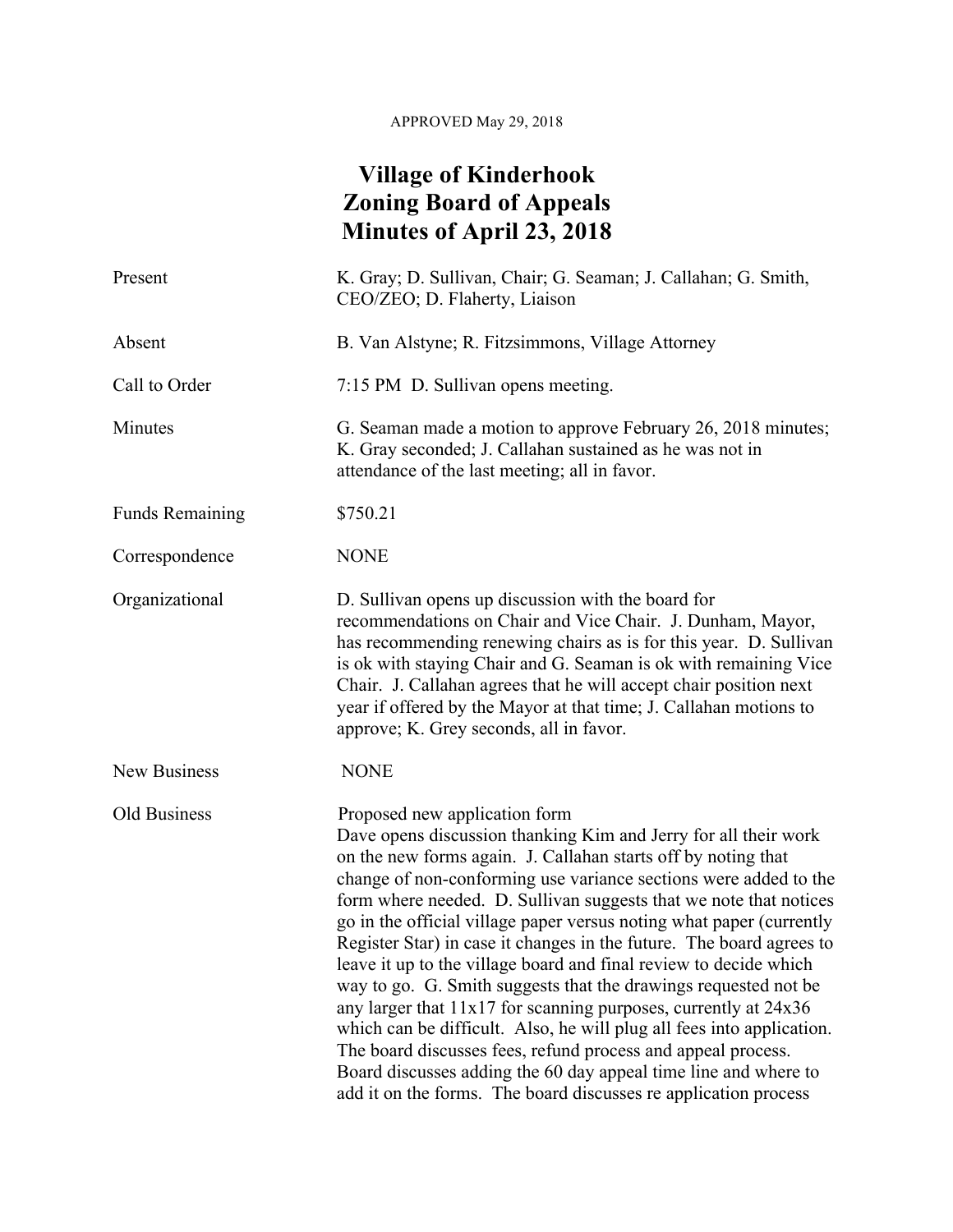APPROVED May 29, 2018

# Village of Kinderhook
# Zoning Board of Appeals
# Minutes of April 23, 2018

| | |
|---|---|
| Present | K. Gray; D. Sullivan, Chair; G. Seaman; J. Callahan; G. Smith, CEO/ZEO; D. Flaherty, Liaison |
| Absent | B. Van Alstyne; R. Fitzsimmons, Village Attorney |
| Call to Order | 7:15 PM D. Sullivan opens meeting. |
| Minutes | G. Seaman made a motion to approve February 26, 2018 minutes; K. Gray seconded; J. Callahan sustained as he was not in attendance of the last meeting; all in favor. |
| Funds Remaining | $750.21 |
| Correspondence | NONE |
| Organizational | D. Sullivan opens up discussion with the board for recommendations on Chair and Vice Chair. J. Dunham, Mayor, has recommending renewing chairs as is for this year. D. Sullivan is ok with staying Chair and G. Seaman is ok with remaining Vice Chair. J. Callahan agrees that he will accept chair position next year if offered by the Mayor at that time; J. Callahan motions to approve; K. Grey seconds, all in favor. |
| New Business | NONE |
| Old Business | Proposed new application form<br>Dave opens discussion thanking Kim and Jerry for all their work on the new forms again. J. Callahan starts off by noting that change of non-conforming use variance sections were added to the form where needed. D. Sullivan suggests that we note that notices go in the official village paper versus noting what paper (currently Register Star) in case it changes in the future. The board agrees to leave it up to the village board and final review to decide which way to go. G. Smith suggests that the drawings requested not be any larger that 11x17 for scanning purposes, currently at 24x36 which can be difficult. Also, he will plug all fees into application. The board discusses fees, refund process and appeal process. Board discusses adding the 60 day appeal time line and where to add it on the forms. The board discusses re application process |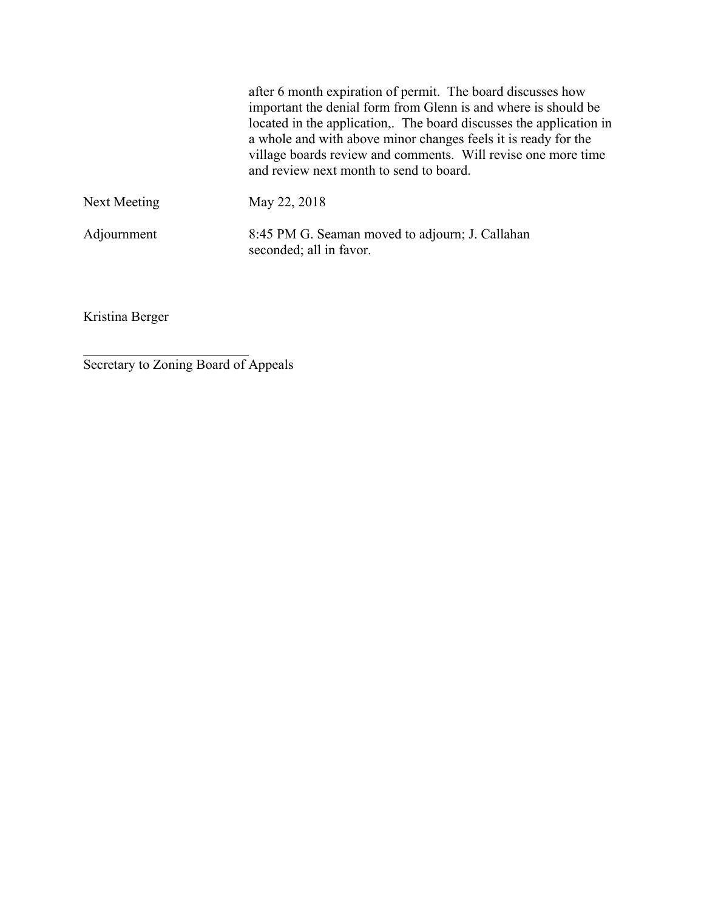after 6 month expiration of permit. The board discusses how important the denial form from Glenn is and where is should be located in the application,. The board discusses the application in a whole and with above minor changes feels it is ready for the village boards review and comments. Will revise one more time and review next month to send to board.

| | |
|---|---|
| Next Meeting | May 22, 2018 |
| Adjournment | 8:45 PM G. Seaman moved to adjourn; J. Callahan seconded; all in favor. |

Kristina Berger

\_\_\_\_\_\_\_\_\_\_\_\_\_\_\_\_\_\_\_\_\_\_\_\_\_

Secretary to Zoning Board of Appeals